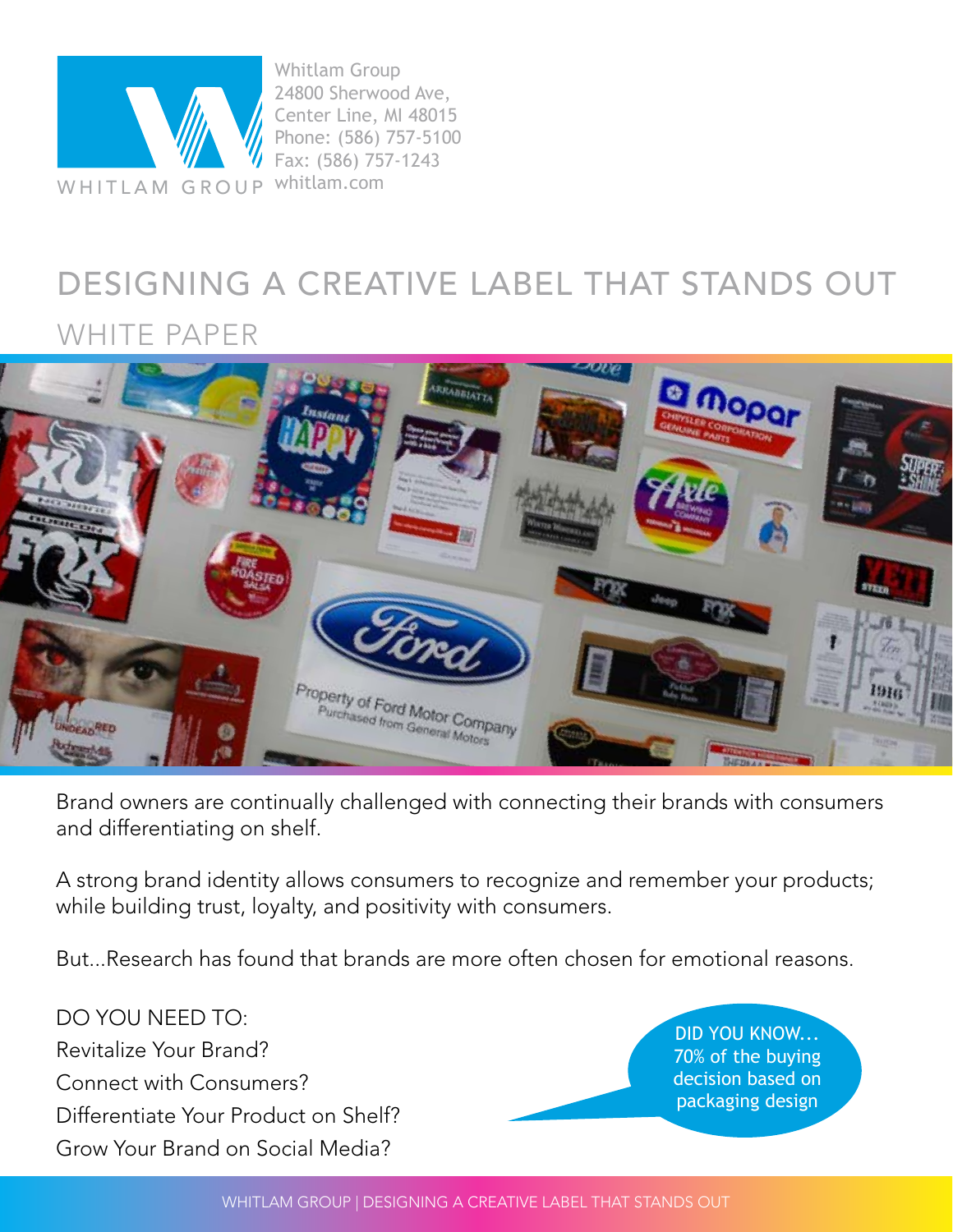Whitlam Group
24800 Sherwood Ave,
Center Line, MI 48015
Phone: (586) 757-5100
Fax: (586) 757-1243
whitlam.com

# DESIGNING A CREATIVE LABEL THAT STANDS OUT

## WHITE PAPER

Brand owners are continually challenged with connecting their brands with consumers and differentiating on shelf.

A strong brand identity allows consumers to recognize and remember your products; while building trust, loyalty, and positivity with consumers.

But...Research has found that brands are more often chosen for emotional reasons.

DO YOU NEED TO:
Revitalize Your Brand?
Connect with Consumers?
Differentiate Your Product on Shelf?
Grow Your Brand on Social Media?

DID YOU KNOW... 70% of the buying decision based on packaging design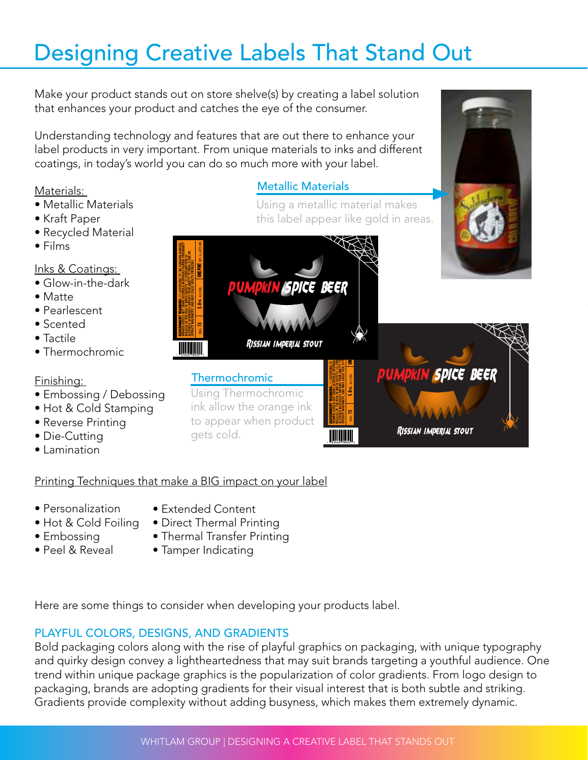# Designing Creative Labels That Stand Out

Make your product stands out on store shelve(s) by creating a label solution that enhances your product and catches the eye of the consumer.

Understanding technology and features that are out there to enhance your label products in very important. From unique materials to inks and different coatings, in today's world you can do so much more with your label.

Materials:

- Metallic Materials
- Kraft Paper
- Recycled Material
- Films

Inks & Coatings:

- Glow-in-the-dark
- Matte
- Pearlescent
- Scented
- Tactile
- Thermochromic

Finishing:

- Embossing / Debossing
- Hot & Cold Stamping
- Reverse Printing
- Die-Cutting
- Lamination

### Metallic Materials

Using a metallic material makes this label appear like gold in areas.

### Thermochromic

Using Thermochromic ink allow the orange ink to appear when product gets cold.

Printing Techniques that make a BIG impact on your label

- Personalization
- Hot & Cold Foiling
- Embossing
- Peel & Reveal
- Extended Content
- Direct Thermal Printing
- Thermal Transfer Printing
- Tamper Indicating

Here are some things to consider when developing your products label.

## PLAYFUL COLORS, DESIGNS, AND GRADIENTS

Bold packaging colors along with the rise of playful graphics on packaging, with unique typography and quirky design convey a lightheartedness that may suit brands targeting a youthful audience. One trend within unique package graphics is the popularization of color gradients. From logo design to packaging, brands are adopting gradients for their visual interest that is both subtle and striking. Gradients provide complexity without adding busyness, which makes them extremely dynamic.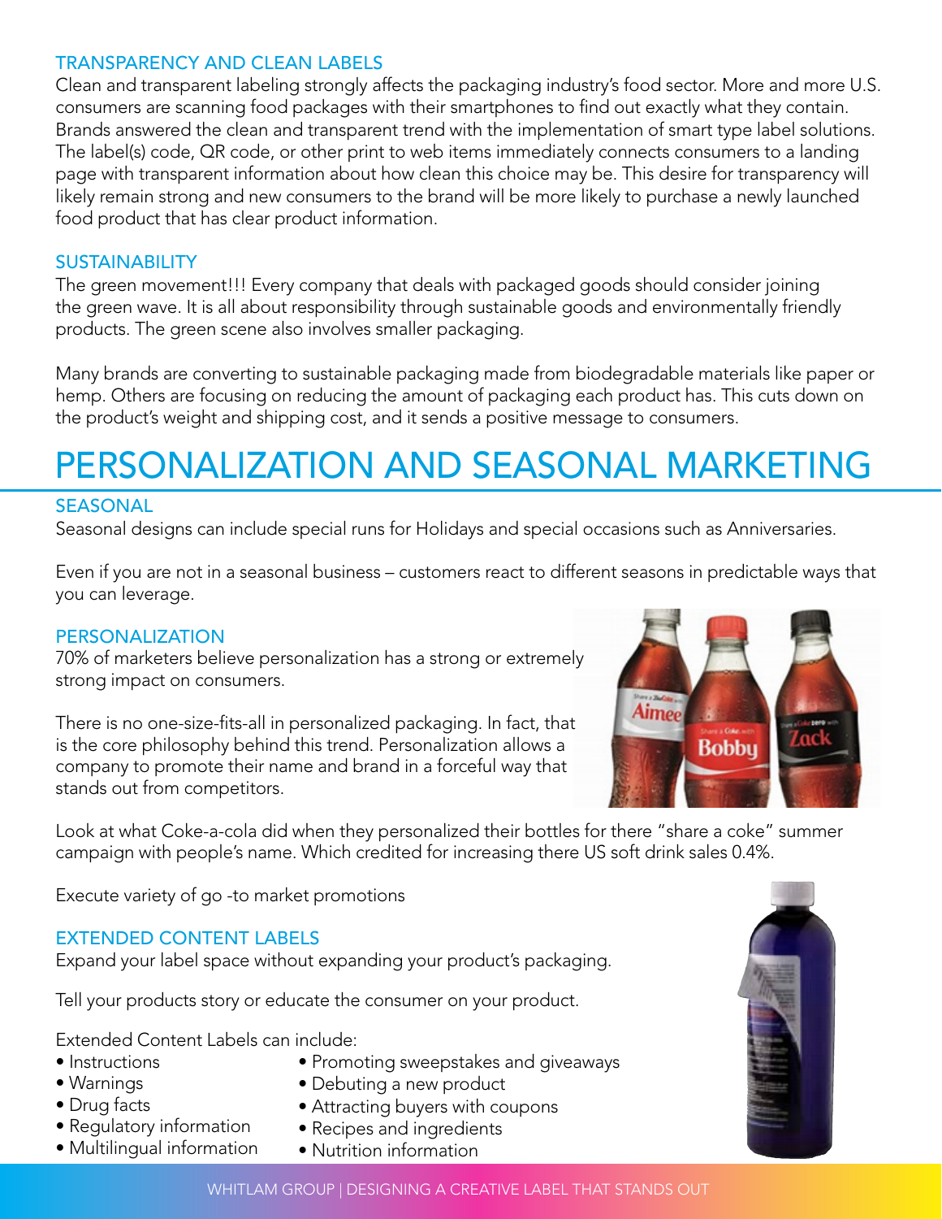### TRANSPARENCY AND CLEAN LABELS

Clean and transparent labeling strongly affects the packaging industry's food sector. More and more U.S. consumers are scanning food packages with their smartphones to find out exactly what they contain. Brands answered the clean and transparent trend with the implementation of smart type label solutions. The label(s) code, QR code, or other print to web items immediately connects consumers to a landing page with transparent information about how clean this choice may be. This desire for transparency will likely remain strong and new consumers to the brand will be more likely to purchase a newly launched food product that has clear product information.

### SUSTAINABILITY

The green movement!!! Every company that deals with packaged goods should consider joining the green wave. It is all about responsibility through sustainable goods and environmentally friendly products. The green scene also involves smaller packaging.

Many brands are converting to sustainable packaging made from biodegradable materials like paper or hemp. Others are focusing on reducing the amount of packaging each product has. This cuts down on the product's weight and shipping cost, and it sends a positive message to consumers.

# PERSONALIZATION AND SEASONAL MARKETING

### SEASONAL

Seasonal designs can include special runs for Holidays and special occasions such as Anniversaries.

Even if you are not in a seasonal business – customers react to different seasons in predictable ways that you can leverage.

### PERSONALIZATION

70% of marketers believe personalization has a strong or extremely strong impact on consumers.

There is no one-size-fits-all in personalized packaging. In fact, that is the core philosophy behind this trend. Personalization allows a company to promote their name and brand in a forceful way that stands out from competitors.

Look at what Coke-a-cola did when they personalized their bottles for there "share a coke" summer campaign with people's name. Which credited for increasing there US soft drink sales 0.4%.

Execute variety of go -to market promotions

### EXTENDED CONTENT LABELS

Expand your label space without expanding your product's packaging.

Tell your products story or educate the consumer on your product.

Extended Content Labels can include:

- Instructions
- Warnings
- Drug facts
- Regulatory information
- Multilingual information
- Promoting sweepstakes and giveaways
- Debuting a new product
- Attracting buyers with coupons
- Recipes and ingredients
- Nutrition information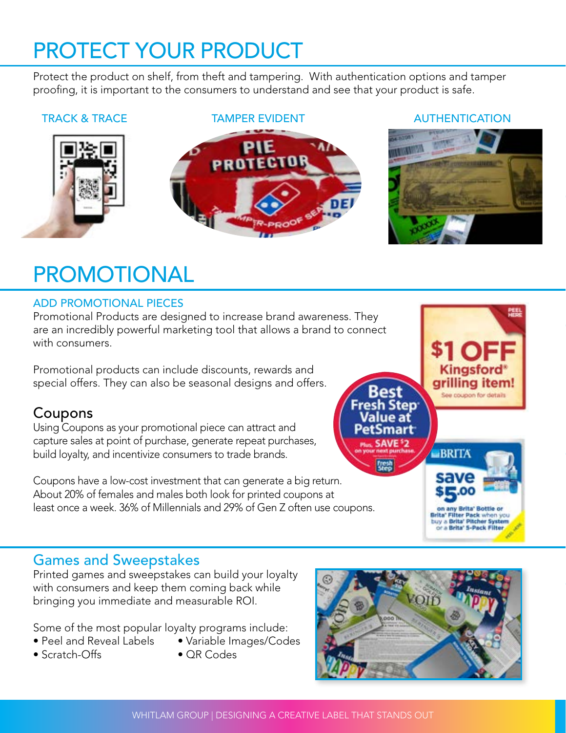# PROTECT YOUR PRODUCT

Protect the product on shelf, from theft and tampering. With authentication options and tamper proofing, it is important to the consumers to understand and see that your product is safe.

### TRACK & TRACE

### TAMPER EVIDENT

### AUTHENTICATION

# PROMOTIONAL

### ADD PROMOTIONAL PIECES

Promotional Products are designed to increase brand awareness. They are an incredibly powerful marketing tool that allows a brand to connect with consumers.

Promotional products can include discounts, rewards and special offers. They can also be seasonal designs and offers.

## Coupons

Using Coupons as your promotional piece can attract and capture sales at point of purchase, generate repeat purchases, build loyalty, and incentivize consumers to trade brands.

Coupons have a low-cost investment that can generate a big return. About 20% of females and males both look for printed coupons at least once a week. 36% of Millennials and 29% of Gen Z often use coupons.

## Games and Sweepstakes

Printed games and sweepstakes can build your loyalty with consumers and keep them coming back while bringing you immediate and measurable ROI.

Some of the most popular loyalty programs include:

- Peel and Reveal Labels
- Scratch-Offs
- Variable Images/Codes
- QR Codes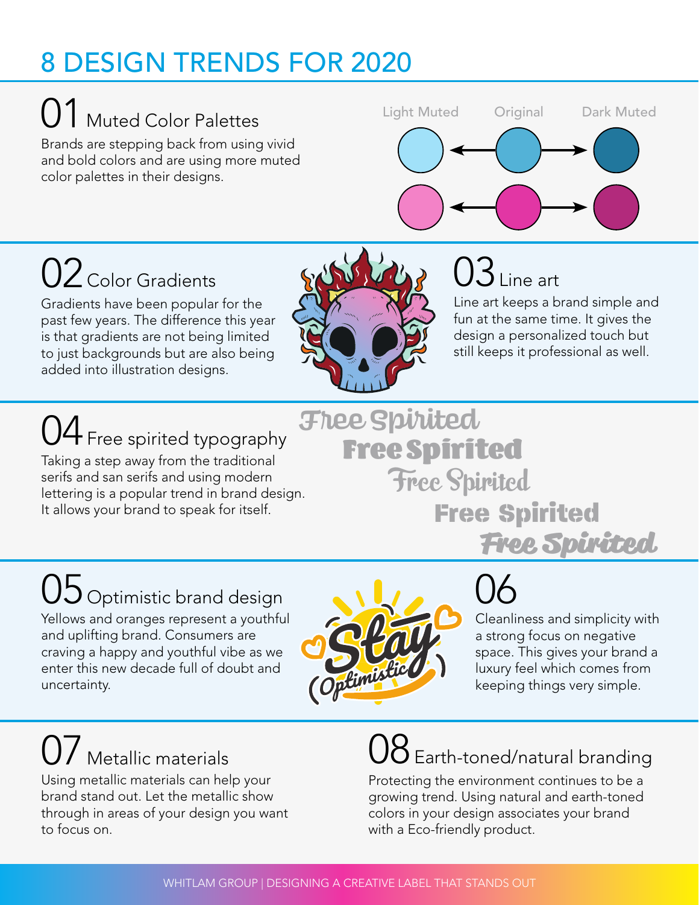# 8 DESIGN TRENDS FOR 2020

## 01 Muted Color Palettes

Brands are stepping back from using vivid and bold colors and are using more muted color palettes in their designs.

Light Muted　Original　Dark Muted

## 02 Color Gradients

Gradients have been popular for the past few years. The difference this year is that gradients are not being limited to just backgrounds but are also being added into illustration designs.

## 03 Line art

Line art keeps a brand simple and fun at the same time. It gives the design a personalized touch but still keeps it professional as well.

## 04 Free spirited typography

Taking a step away from the traditional serifs and san serifs and using modern lettering is a popular trend in brand design. It allows your brand to speak for itself.

Free Spirited
Free Spirited
Free Spirited
Free Spirited
Free Spirited

## 05 Optimistic brand design

Yellows and oranges represent a youthful and uplifting brand. Consumers are craving a happy and youthful vibe as we enter this new decade full of doubt and uncertainty.

Stay Optimistic

## 06

Cleanliness and simplicity with a strong focus on negative space. This gives your brand a luxury feel which comes from keeping things very simple.

## 07 Metallic materials

Using metallic materials can help your brand stand out. Let the metallic show through in areas of your design you want to focus on.

## 08 Earth-toned/natural branding

Protecting the environment continues to be a growing trend. Using natural and earth-toned colors in your design associates your brand with a Eco-friendly product.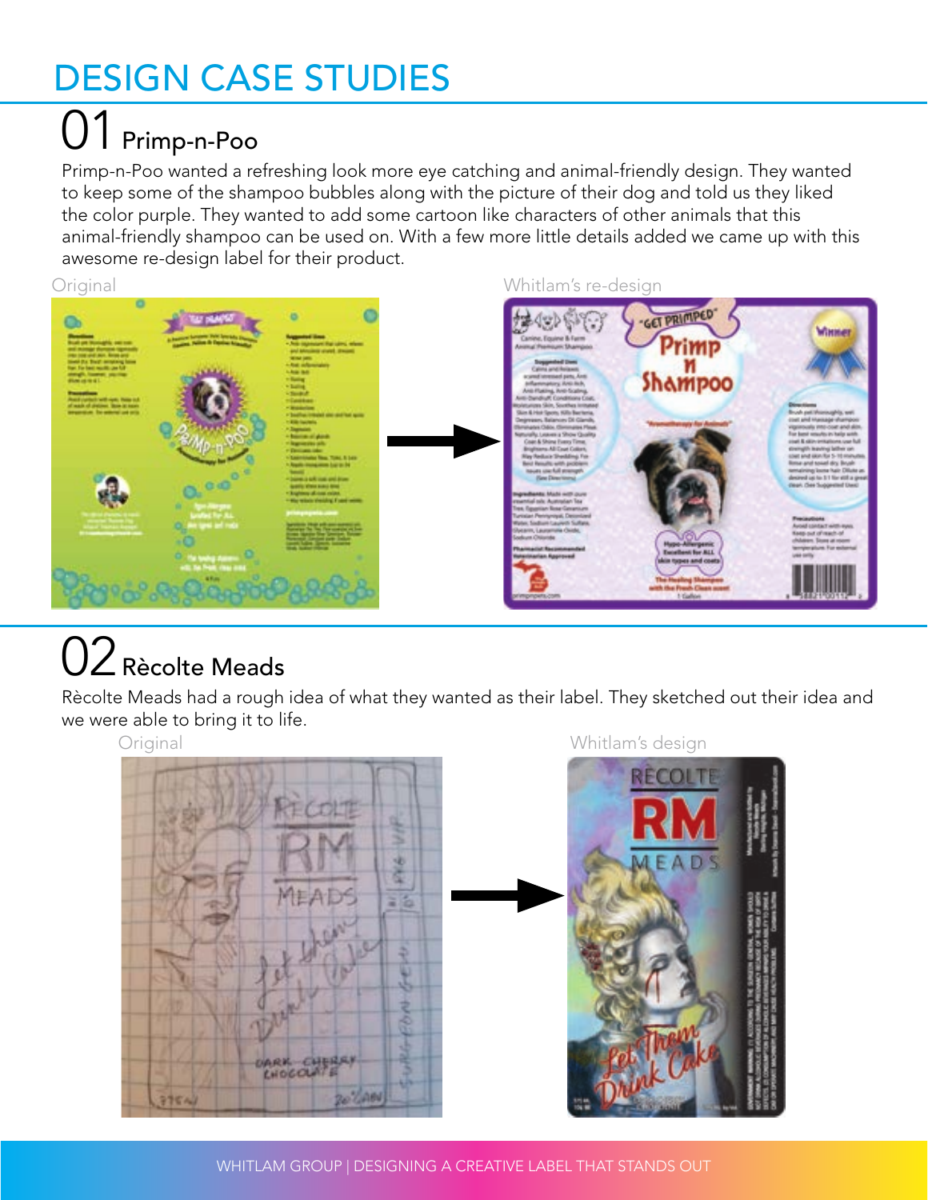# DESIGN CASE STUDIES

## 01 Primp-n-Poo

Primp-n-Poo wanted a refreshing look more eye catching and animal-friendly design. They wanted to keep some of the shampoo bubbles along with the picture of their dog and told us they liked the color purple. They wanted to add some cartoon like characters of other animals that this animal-friendly shampoo can be used on. With a few more little details added we came up with this awesome re-design label for their product.

Original

Whitlam's re-design

## 02 Rècolte Meads

Rècolte Meads had a rough idea of what they wanted as their label. They sketched out their idea and we were able to bring it to life.

Original

Whitlam's design